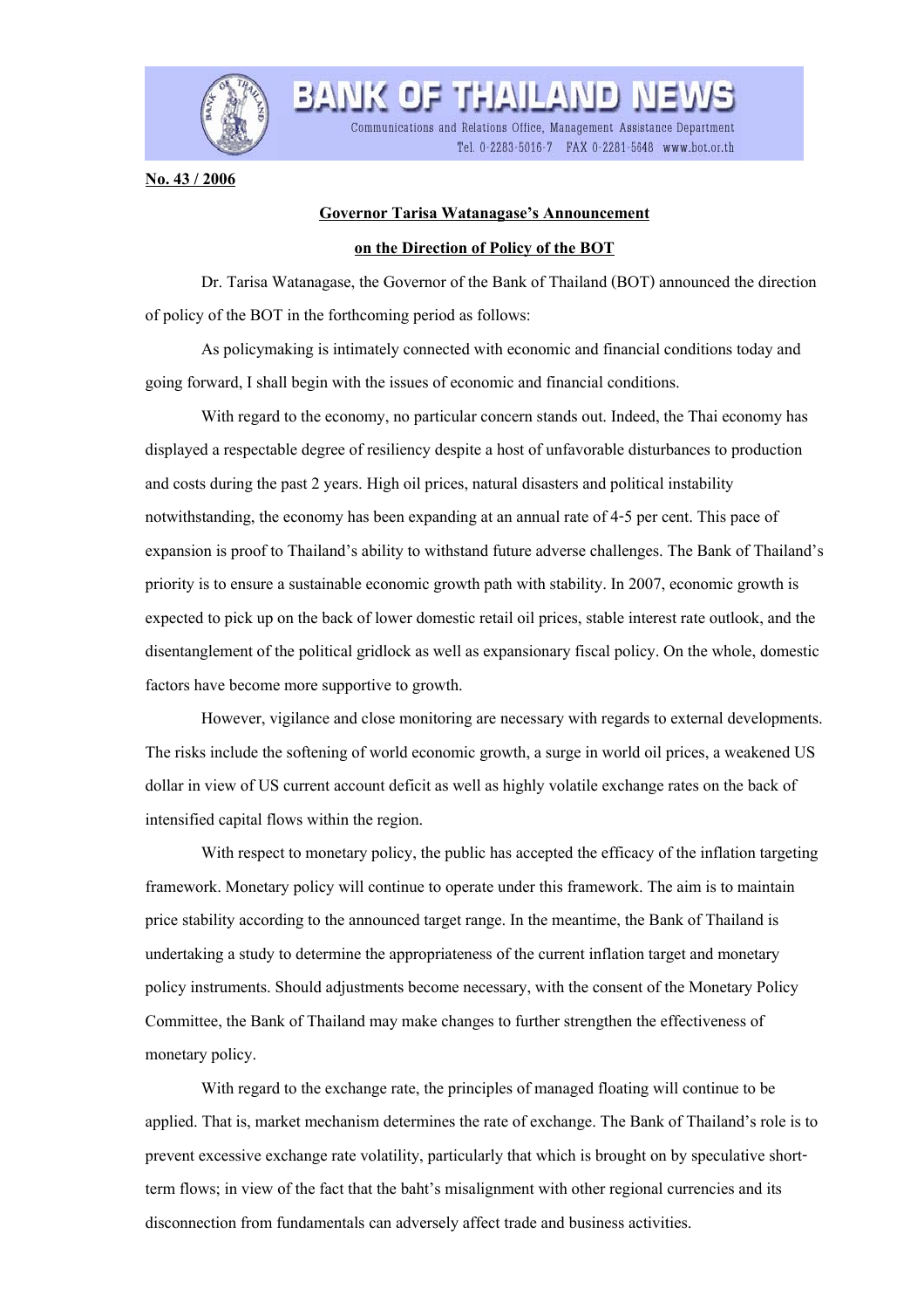**No. 43 / 2006**

## Governor Tarisa Watanagase's Announcement on the Direction of Policy of the BOT

Dr. Tarisa Watanagase, the Governor of the Bank of Thailand (BOT) announced the direction of policy of the BOT in the forthcoming period as follows:

As policymaking is intimately connected with economic and financial conditions today and going forward, I shall begin with the issues of economic and financial conditions.

With regard to the economy, no particular concern stands out. Indeed, the Thai economy has displayed a respectable degree of resiliency despite a host of unfavorable disturbances to production and costs during the past 2 years. High oil prices, natural disasters and political instability notwithstanding, the economy has been expanding at an annual rate of 4-5 per cent. This pace of expansion is proof to Thailand's ability to withstand future adverse challenges. The Bank of Thailand's priority is to ensure a sustainable economic growth path with stability. In 2007, economic growth is expected to pick up on the back of lower domestic retail oil prices, stable interest rate outlook, and the disentanglement of the political gridlock as well as expansionary fiscal policy. On the whole, domestic factors have become more supportive to growth.

However, vigilance and close monitoring are necessary with regards to external developments. The risks include the softening of world economic growth, a surge in world oil prices, a weakened US dollar in view of US current account deficit as well as highly volatile exchange rates on the back of intensified capital flows within the region.

With respect to monetary policy, the public has accepted the efficacy of the inflation targeting framework. Monetary policy will continue to operate under this framework. The aim is to maintain price stability according to the announced target range. In the meantime, the Bank of Thailand is undertaking a study to determine the appropriateness of the current inflation target and monetary policy instruments. Should adjustments become necessary, with the consent of the Monetary Policy Committee, the Bank of Thailand may make changes to further strengthen the effectiveness of monetary policy.

With regard to the exchange rate, the principles of managed floating will continue to be applied. That is, market mechanism determines the rate of exchange. The Bank of Thailand's role is to prevent excessive exchange rate volatility, particularly that which is brought on by speculative short-term flows; in view of the fact that the baht's misalignment with other regional currencies and its disconnection from fundamentals can adversely affect trade and business activities.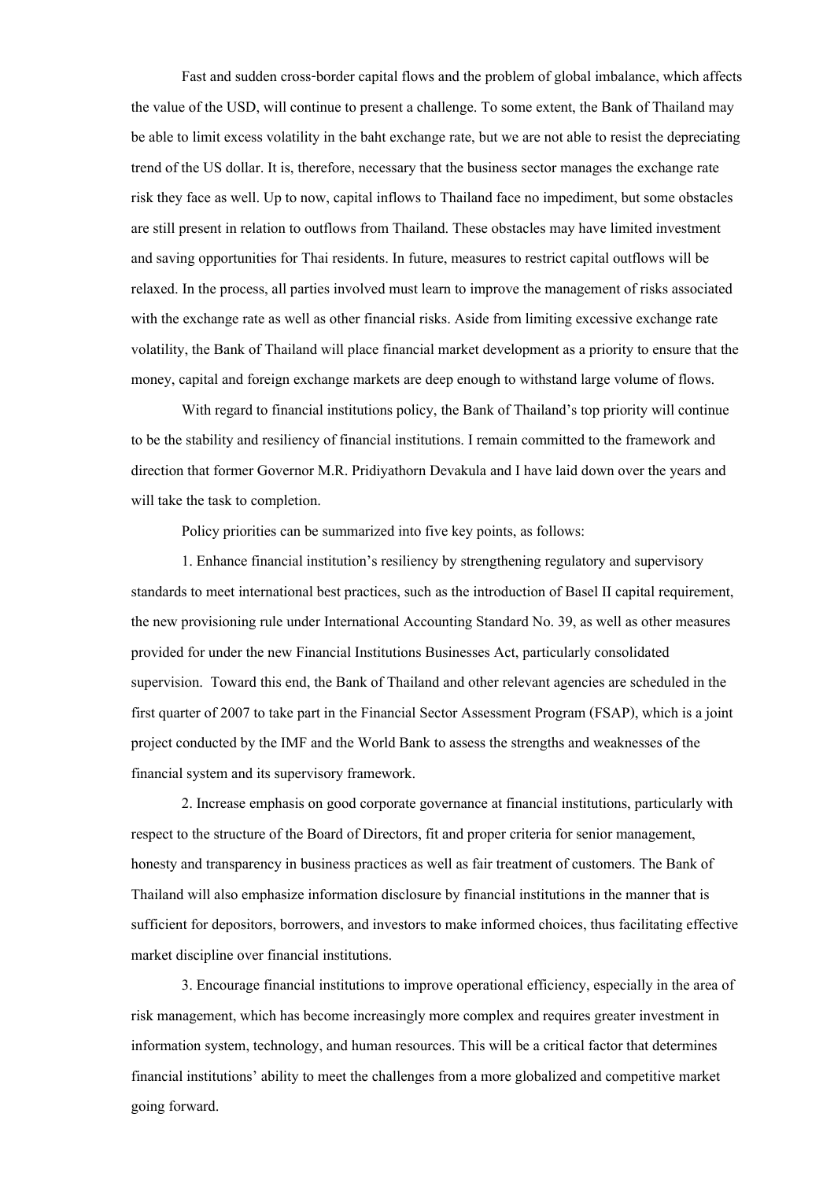Fast and sudden cross-border capital flows and the problem of global imbalance, which affects the value of the USD, will continue to present a challenge. To some extent, the Bank of Thailand may be able to limit excess volatility in the baht exchange rate, but we are not able to resist the depreciating trend of the US dollar. It is, therefore, necessary that the business sector manages the exchange rate risk they face as well. Up to now, capital inflows to Thailand face no impediment, but some obstacles are still present in relation to outflows from Thailand. These obstacles may have limited investment and saving opportunities for Thai residents. In future, measures to restrict capital outflows will be relaxed. In the process, all parties involved must learn to improve the management of risks associated with the exchange rate as well as other financial risks. Aside from limiting excessive exchange rate volatility, the Bank of Thailand will place financial market development as a priority to ensure that the money, capital and foreign exchange markets are deep enough to withstand large volume of flows.

With regard to financial institutions policy, the Bank of Thailand's top priority will continue to be the stability and resiliency of financial institutions. I remain committed to the framework and direction that former Governor M.R. Pridiyathorn Devakula and I have laid down over the years and will take the task to completion.

Policy priorities can be summarized into five key points, as follows:

1. Enhance financial institution's resiliency by strengthening regulatory and supervisory standards to meet international best practices, such as the introduction of Basel II capital requirement, the new provisioning rule under International Accounting Standard No. 39, as well as other measures provided for under the new Financial Institutions Businesses Act, particularly consolidated supervision. Toward this end, the Bank of Thailand and other relevant agencies are scheduled in the first quarter of 2007 to take part in the Financial Sector Assessment Program (FSAP), which is a joint project conducted by the IMF and the World Bank to assess the strengths and weaknesses of the financial system and its supervisory framework.

2. Increase emphasis on good corporate governance at financial institutions, particularly with respect to the structure of the Board of Directors, fit and proper criteria for senior management, honesty and transparency in business practices as well as fair treatment of customers. The Bank of Thailand will also emphasize information disclosure by financial institutions in the manner that is sufficient for depositors, borrowers, and investors to make informed choices, thus facilitating effective market discipline over financial institutions.

3. Encourage financial institutions to improve operational efficiency, especially in the area of risk management, which has become increasingly more complex and requires greater investment in information system, technology, and human resources. This will be a critical factor that determines financial institutions' ability to meet the challenges from a more globalized and competitive market going forward.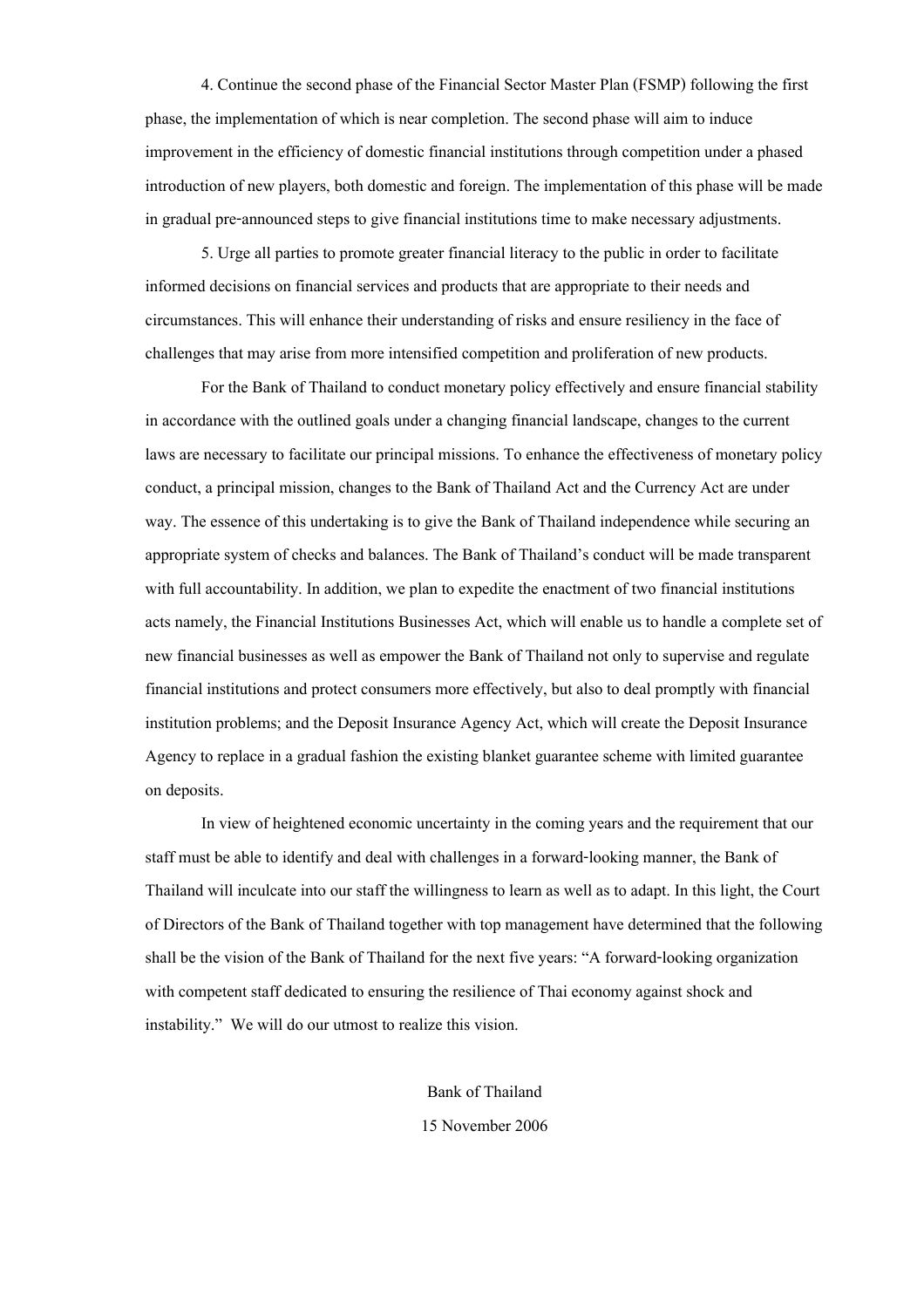4. Continue the second phase of the Financial Sector Master Plan (FSMP) following the first phase, the implementation of which is near completion. The second phase will aim to induce improvement in the efficiency of domestic financial institutions through competition under a phased introduction of new players, both domestic and foreign. The implementation of this phase will be made in gradual pre-announced steps to give financial institutions time to make necessary adjustments.

5. Urge all parties to promote greater financial literacy to the public in order to facilitate informed decisions on financial services and products that are appropriate to their needs and circumstances. This will enhance their understanding of risks and ensure resiliency in the face of challenges that may arise from more intensified competition and proliferation of new products.

For the Bank of Thailand to conduct monetary policy effectively and ensure financial stability in accordance with the outlined goals under a changing financial landscape, changes to the current laws are necessary to facilitate our principal missions. To enhance the effectiveness of monetary policy conduct, a principal mission, changes to the Bank of Thailand Act and the Currency Act are under way. The essence of this undertaking is to give the Bank of Thailand independence while securing an appropriate system of checks and balances. The Bank of Thailand's conduct will be made transparent with full accountability. In addition, we plan to expedite the enactment of two financial institutions acts namely, the Financial Institutions Businesses Act, which will enable us to handle a complete set of new financial businesses as well as empower the Bank of Thailand not only to supervise and regulate financial institutions and protect consumers more effectively, but also to deal promptly with financial institution problems; and the Deposit Insurance Agency Act, which will create the Deposit Insurance Agency to replace in a gradual fashion the existing blanket guarantee scheme with limited guarantee on deposits.

In view of heightened economic uncertainty in the coming years and the requirement that our staff must be able to identify and deal with challenges in a forward-looking manner, the Bank of Thailand will inculcate into our staff the willingness to learn as well as to adapt. In this light, the Court of Directors of the Bank of Thailand together with top management have determined that the following shall be the vision of the Bank of Thailand for the next five years: "A forward-looking organization with competent staff dedicated to ensuring the resilience of Thai economy against shock and instability." We will do our utmost to realize this vision.

Bank of Thailand

15 November 2006